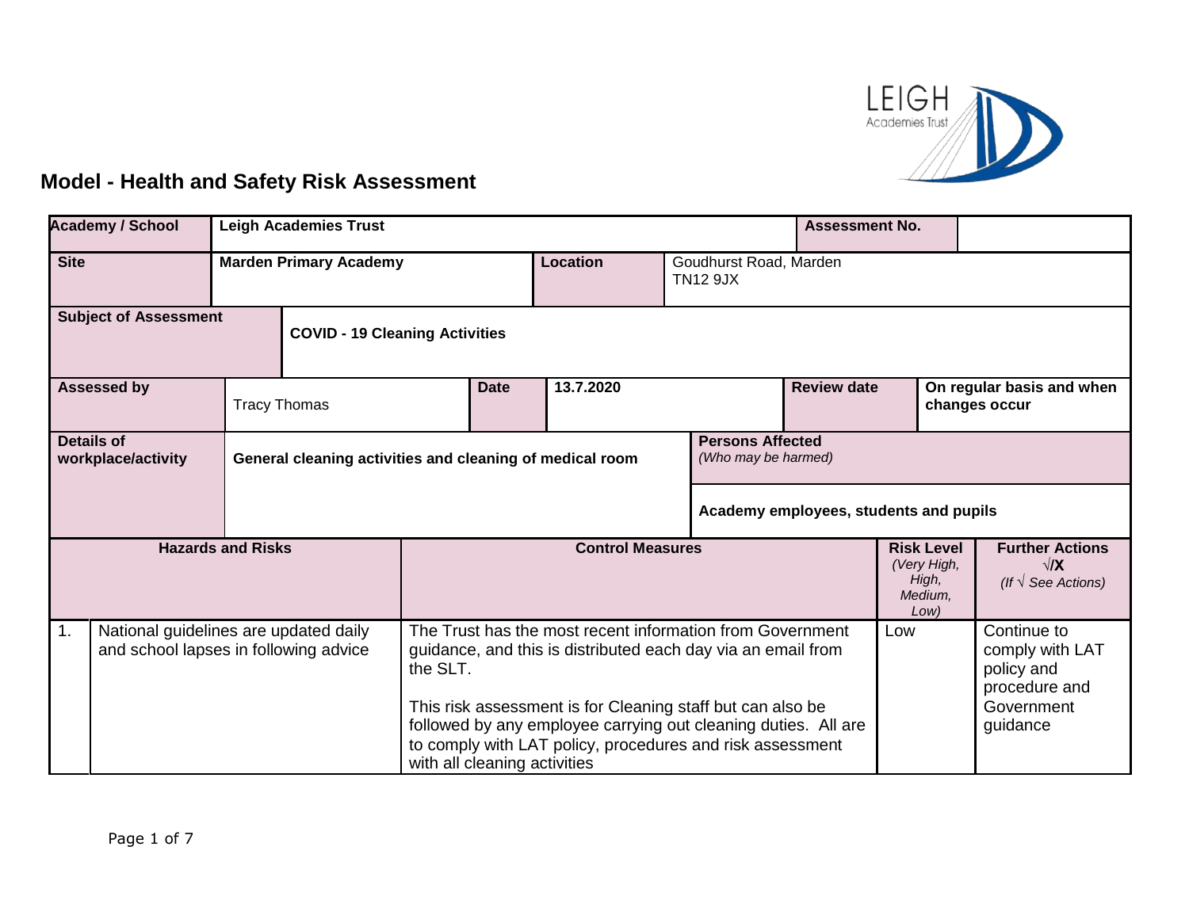# Model - Health and Safety Risk Assessment

| **Academy / School** | **Leigh Academies Trust** | | **Assessment No.** | |
|---|---|---|---|---|
| **Site** | **Marden Primary Academy** | **Location** | Goudhurst Road, Marden TN12 9JX | |
| **Subject of Assessment** | **COVID - 19 Cleaning Activities** | | | |
| **Assessed by** | Tracy Thomas | **Date** 13.7.2020 | **Review date** | **On regular basis and when changes occur** |
| **Details of workplace/activity** | **General cleaning activities and cleaning of medical room** | | **Persons Affected** *(Who may be harmed)* | **Academy employees, students and pupils** |

| | **Hazards and Risks** | **Control Measures** | **Risk Level** *(Very High, High, Medium, Low)* | **Further Actions** √/**X** *(If √ See Actions)* |
|---|---|---|---|---|
| 1. | National guidelines are updated daily and school lapses in following advice | The Trust has the most recent information from Government guidance, and this is distributed each day via an email from the SLT.<br><br>This risk assessment is for Cleaning staff but can also be followed by any employee carrying out cleaning duties. All are to comply with LAT policy, procedures and risk assessment with all cleaning activities | Low | Continue to comply with LAT policy and procedure and Government guidance |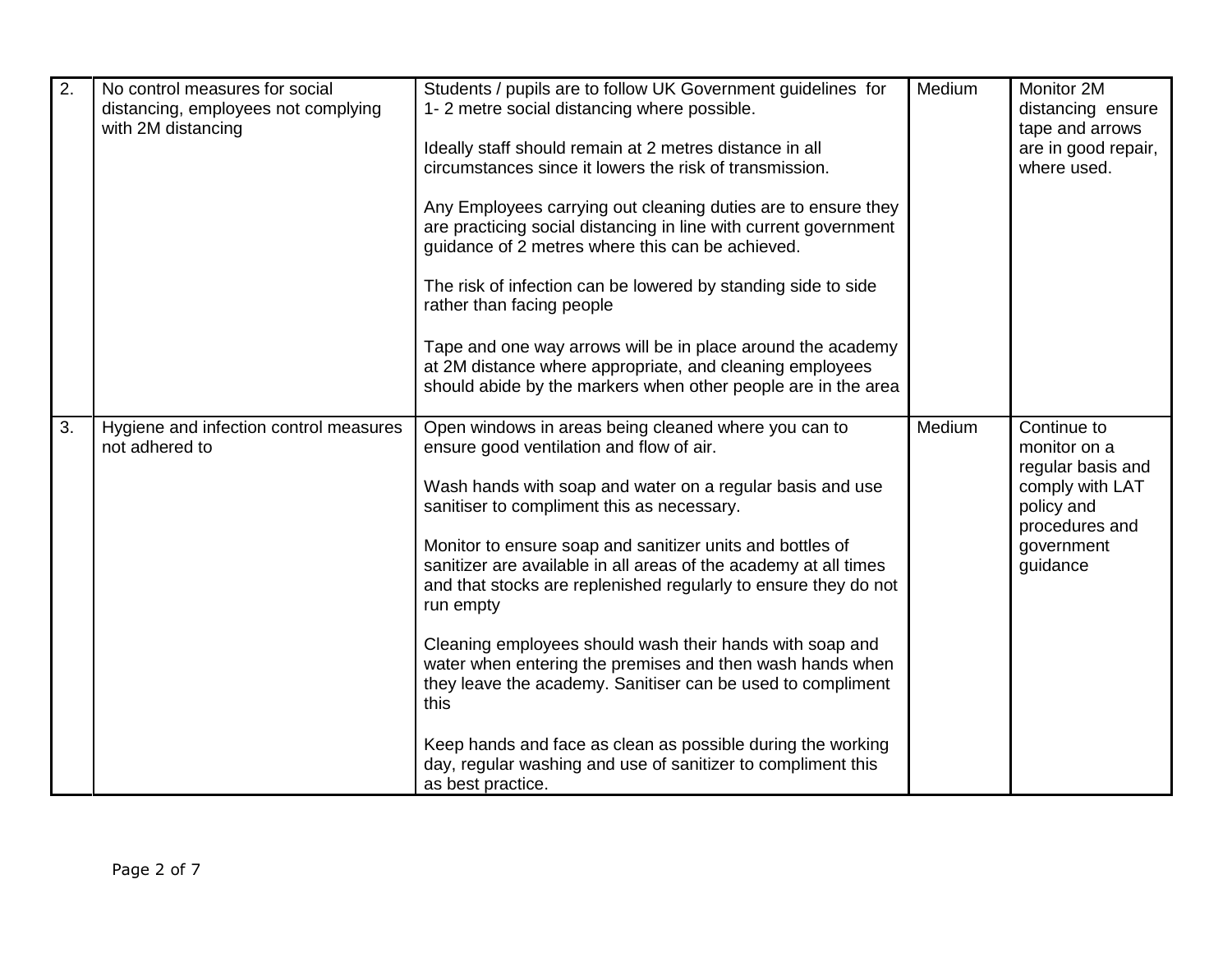| | | | | |
|---|---|---|---|---|
| 2. | No control measures for social distancing, employees not complying with 2M distancing | Students / pupils are to follow UK Government guidelines for 1- 2 metre social distancing where possible.<br><br>Ideally staff should remain at 2 metres distance in all circumstances since it lowers the risk of transmission.<br><br>Any Employees carrying out cleaning duties are to ensure they are practicing social distancing in line with current government guidance of 2 metres where this can be achieved.<br><br>The risk of infection can be lowered by standing side to side rather than facing people<br><br>Tape and one way arrows will be in place around the academy at 2M distance where appropriate, and cleaning employees should abide by the markers when other people are in the area | Medium | Monitor 2M distancing ensure tape and arrows are in good repair, where used. |
| 3. | Hygiene and infection control measures not adhered to | Open windows in areas being cleaned where you can to ensure good ventilation and flow of air.<br><br>Wash hands with soap and water on a regular basis and use sanitiser to compliment this as necessary.<br><br>Monitor to ensure soap and sanitizer units and bottles of sanitizer are available in all areas of the academy at all times and that stocks are replenished regularly to ensure they do not run empty<br><br>Cleaning employees should wash their hands with soap and water when entering the premises and then wash hands when they leave the academy. Sanitiser can be used to compliment this<br><br>Keep hands and face as clean as possible during the working day, regular washing and use of sanitizer to compliment this as best practice. | Medium | Continue to monitor on a regular basis and comply with LAT policy and procedures and government guidance |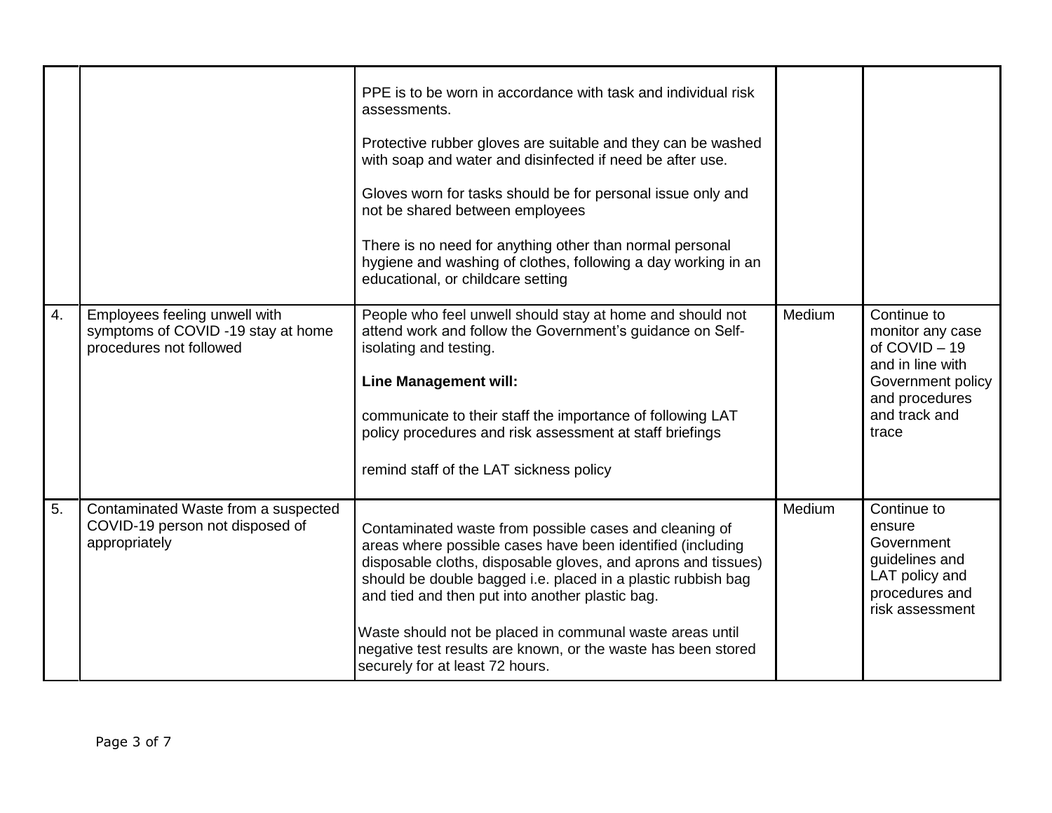| | | | | |
|---|---|---|---|---|
| | | PPE is to be worn in accordance with task and individual risk assessments.<br><br>Protective rubber gloves are suitable and they can be washed with soap and water and disinfected if need be after use.<br><br>Gloves worn for tasks should be for personal issue only and not be shared between employees<br><br>There is no need for anything other than normal personal hygiene and washing of clothes, following a day working in an educational, or childcare setting | | |
| 4. | Employees feeling unwell with symptoms of COVID -19 stay at home procedures not followed | People who feel unwell should stay at home and should not attend work and follow the Government's guidance on Self-isolating and testing.<br><br>**Line Management will:**<br><br>communicate to their staff the importance of following LAT policy procedures and risk assessment at staff briefings<br><br>remind staff of the LAT sickness policy | Medium | Continue to monitor any case of COVID – 19 and in line with Government policy and procedures and track and trace |
| 5. | Contaminated Waste from a suspected COVID-19 person not disposed of appropriately | Contaminated waste from possible cases and cleaning of areas where possible cases have been identified (including disposable cloths, disposable gloves, and aprons and tissues) should be double bagged i.e. placed in a plastic rubbish bag and tied and then put into another plastic bag.<br><br>Waste should not be placed in communal waste areas until negative test results are known, or the waste has been stored securely for at least 72 hours. | Medium | Continue to ensure Government guidelines and LAT policy and procedures and risk assessment |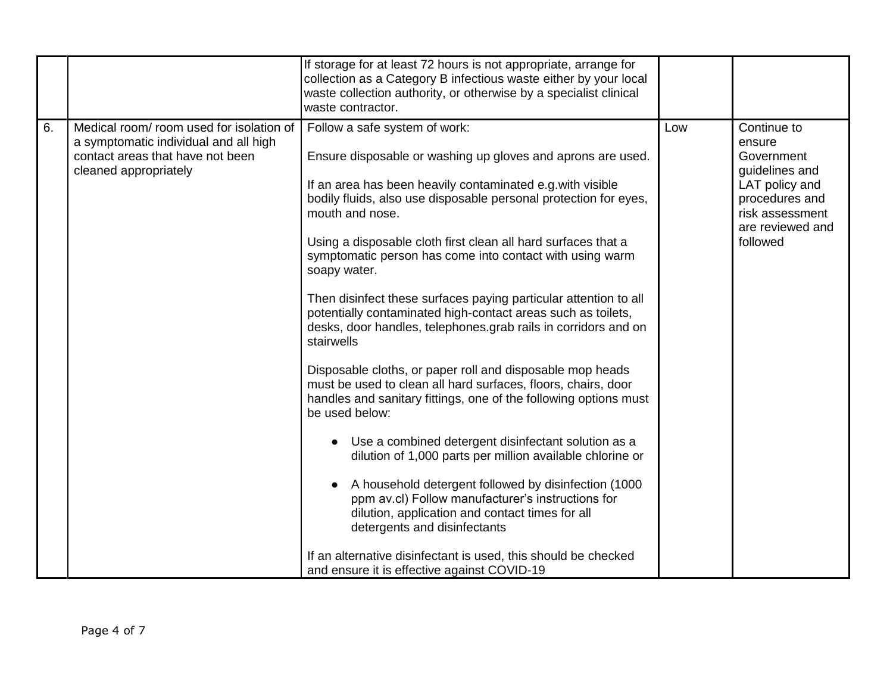| | | | | |
|---|---|---|---|---|
| | | If storage for at least 72 hours is not appropriate, arrange for collection as a Category B infectious waste either by your local waste collection authority, or otherwise by a specialist clinical waste contractor. | | |
| 6. | Medical room/ room used for isolation of a symptomatic individual and all high contact areas that have not been cleaned appropriately | Follow a safe system of work:<br><br>Ensure disposable or washing up gloves and aprons are used.<br><br>If an area has been heavily contaminated e.g.with visible bodily fluids, also use disposable personal protection for eyes, mouth and nose.<br><br>Using a disposable cloth first clean all hard surfaces that a symptomatic person has come into contact with using warm soapy water.<br><br>Then disinfect these surfaces paying particular attention to all potentially contaminated high-contact areas such as toilets, desks, door handles, telephones.grab rails in corridors and on stairwells<br><br>Disposable cloths, or paper roll and disposable mop heads must be used to clean all hard surfaces, floors, chairs, door handles and sanitary fittings, one of the following options must be used below:<br><br>● Use a combined detergent disinfectant solution as a dilution of 1,000 parts per million available chlorine or<br><br>● A household detergent followed by disinfection (1000 ppm av.cl) Follow manufacturer's instructions for dilution, application and contact times for all detergents and disinfectants<br><br>If an alternative disinfectant is used, this should be checked and ensure it is effective against COVID-19 | Low | Continue to ensure Government guidelines and LAT policy and procedures and risk assessment are reviewed and followed |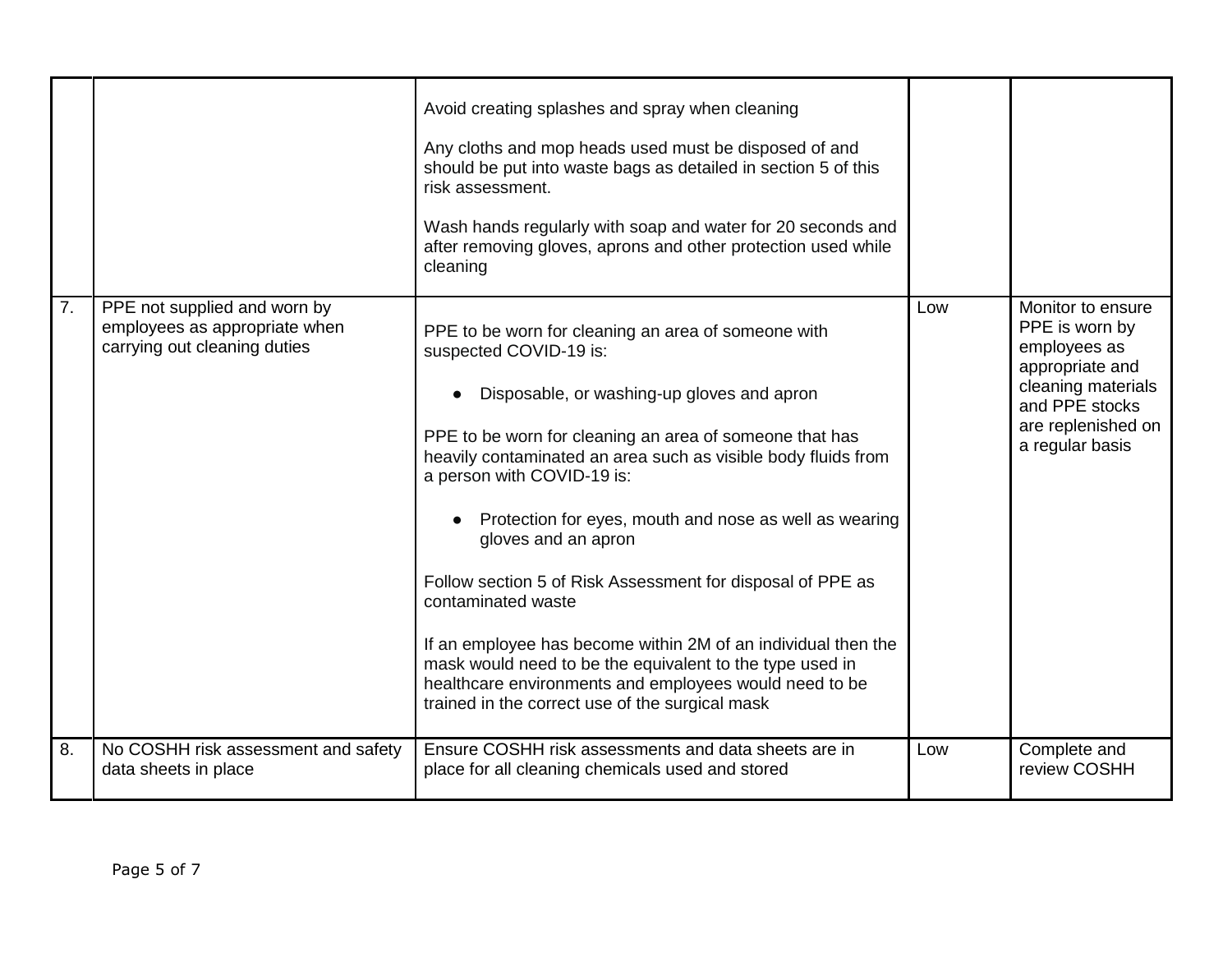| | | | | |
|---|---|---|---|---|
| | | Avoid creating splashes and spray when cleaning<br><br>Any cloths and mop heads used must be disposed of and should be put into waste bags as detailed in section 5 of this risk assessment.<br><br>Wash hands regularly with soap and water for 20 seconds and after removing gloves, aprons and other protection used while cleaning | | |
| 7. | PPE not supplied and worn by employees as appropriate when carrying out cleaning duties | PPE to be worn for cleaning an area of someone with suspected COVID-19 is:<br><br>● Disposable, or washing-up gloves and apron<br><br>PPE to be worn for cleaning an area of someone that has heavily contaminated an area such as visible body fluids from a person with COVID-19 is:<br><br>● Protection for eyes, mouth and nose as well as wearing gloves and an apron<br><br>Follow section 5 of Risk Assessment for disposal of PPE as contaminated waste<br><br>If an employee has become within 2M of an individual then the mask would need to be the equivalent to the type used in healthcare environments and employees would need to be trained in the correct use of the surgical mask | Low | Monitor to ensure PPE is worn by employees as appropriate and cleaning materials and PPE stocks are replenished on a regular basis |
| 8. | No COSHH risk assessment and safety data sheets in place | Ensure COSHH risk assessments and data sheets are in place for all cleaning chemicals used and stored | Low | Complete and review COSHH |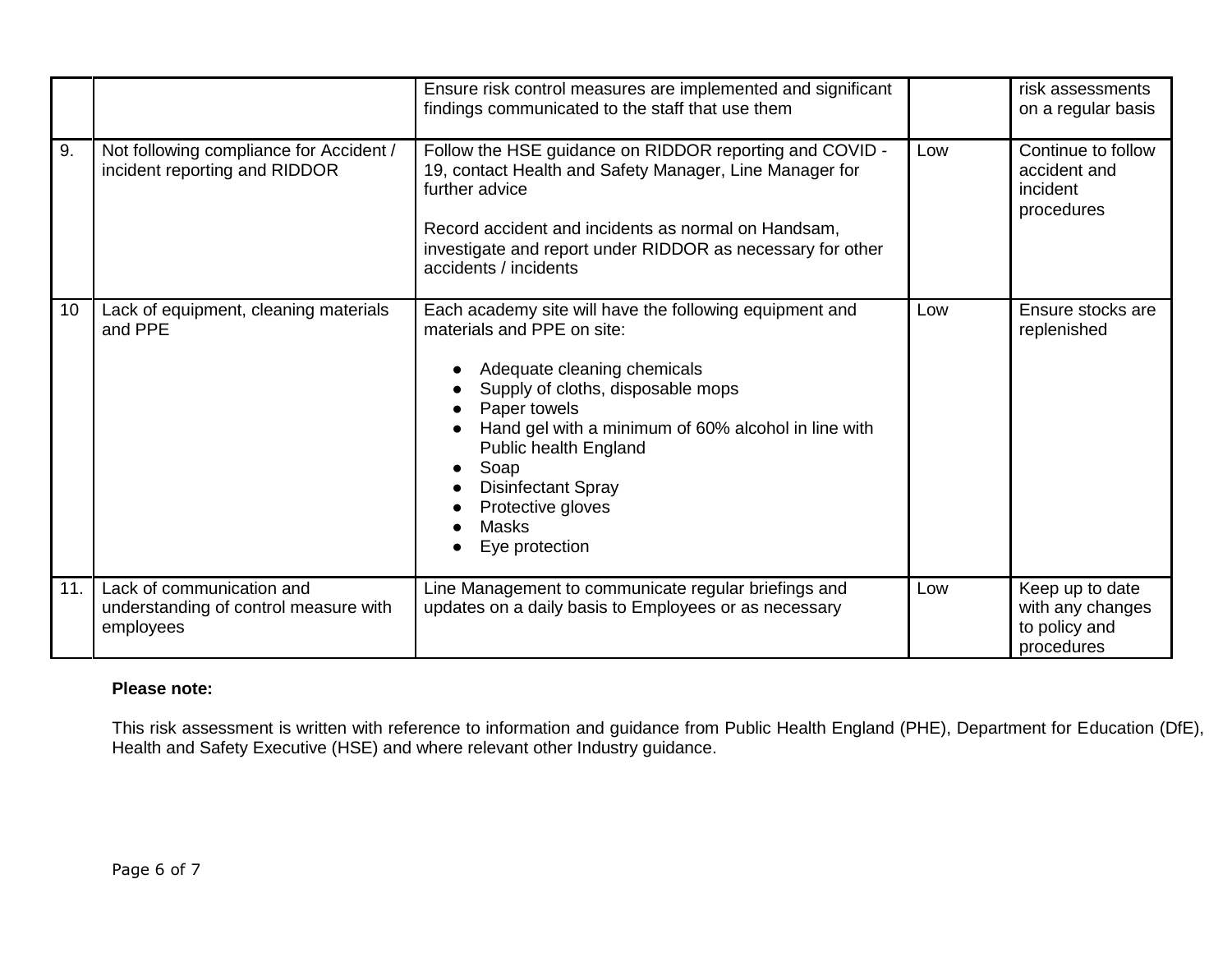| | | | | |
|---|---|---|---|---|
| | | Ensure risk control measures are implemented and significant findings communicated to the staff that use them | | risk assessments on a regular basis |
| 9. | Not following compliance for Accident / incident reporting and RIDDOR | Follow the HSE guidance on RIDDOR reporting and COVID - 19, contact Health and Safety Manager, Line Manager for further advice<br><br>Record accident and incidents as normal on Handsam, investigate and report under RIDDOR as necessary for other accidents / incidents | Low | Continue to follow accident and incident procedures |
| 10 | Lack of equipment, cleaning materials and PPE | Each academy site will have the following equipment and materials and PPE on site:<br><br>• Adequate cleaning chemicals<br>• Supply of cloths, disposable mops<br>• Paper towels<br>• Hand gel with a minimum of 60% alcohol in line with Public health England<br>• Soap<br>• Disinfectant Spray<br>• Protective gloves<br>• Masks<br>• Eye protection | Low | Ensure stocks are replenished |
| 11. | Lack of communication and understanding of control measure with employees | Line Management to communicate regular briefings and updates on a daily basis to Employees or as necessary | Low | Keep up to date with any changes to policy and procedures |

**Please note:**

This risk assessment is written with reference to information and guidance from Public Health England (PHE), Department for Education (DfE), Health and Safety Executive (HSE) and where relevant other Industry guidance.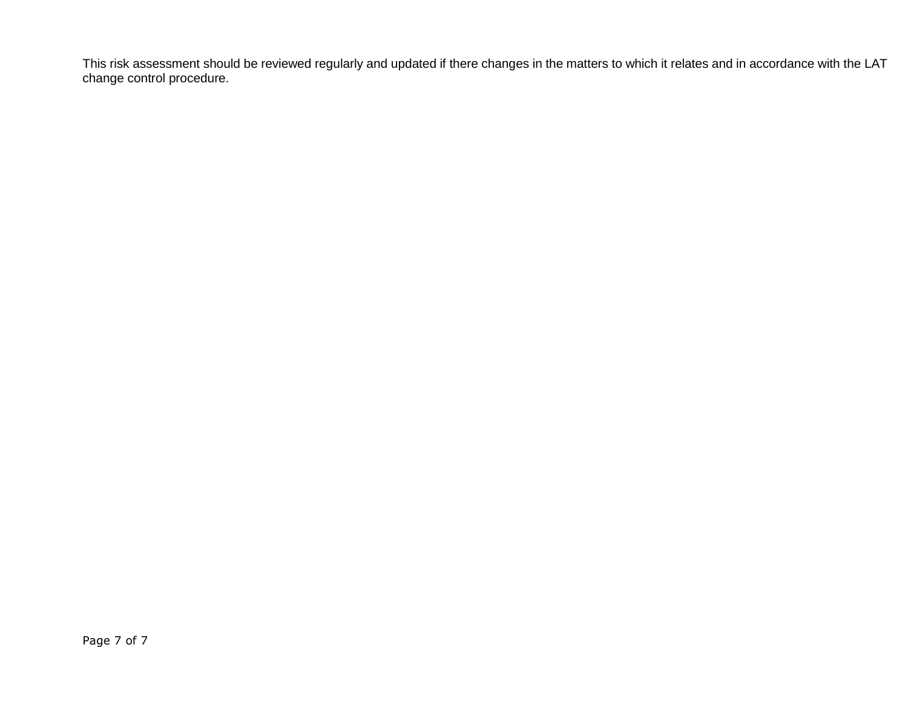This risk assessment should be reviewed regularly and updated if there changes in the matters to which it relates and in accordance with the LAT change control procedure.